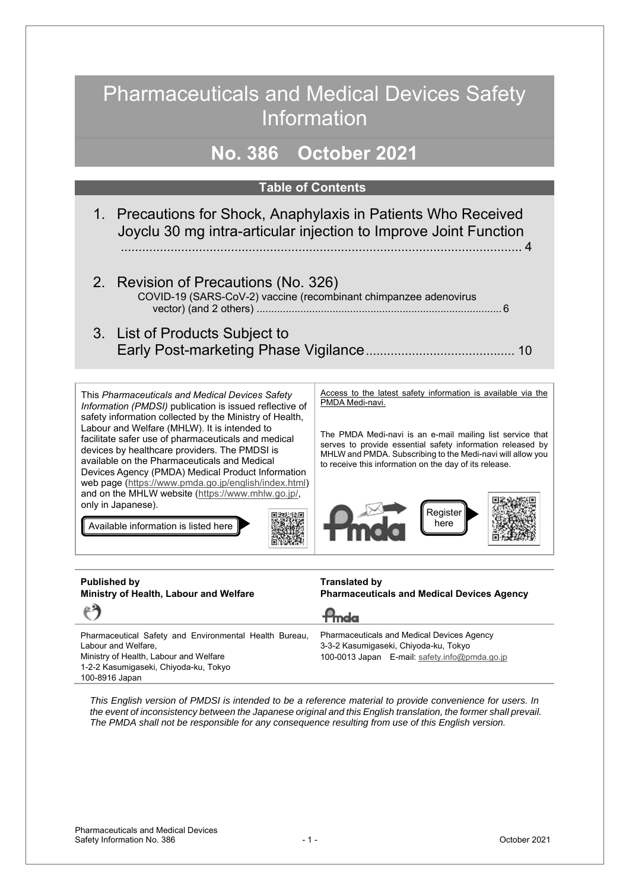# Pharmaceuticals and Medical Devices Safety Information

## No. 386 October 2021

### Table of Contents

1. Precautions for Shock, Anaphylaxis in Patients Who Received Joyclu 30 mg intra-articular injection to Improve Joint Function ........................................................................................................... 4

2. Revision of Precautions (No. 326)
   COVID-19 (SARS-CoV-2) vaccine (recombinant chimpanzee adenovirus vector) (and 2 others) .................................................................................. 6

3. List of Products Subject to Early Post-marketing Phase Vigilance......................................... 10

This *Pharmaceuticals and Medical Devices Safety Information (PMDSI)* publication is issued reflective of safety information collected by the Ministry of Health, Labour and Welfare (MHLW). It is intended to facilitate safer use of pharmaceuticals and medical devices by healthcare providers. The PMDSI is available on the Pharmaceuticals and Medical Devices Agency (PMDA) Medical Product Information web page (https://www.pmda.go.jp/english/index.html) and on the MHLW website (https://www.mhlw.go.jp/, only in Japanese).

Available information is listed here

Access to the latest safety information is available via the PMDA Medi-navi.

The PMDA Medi-navi is an e-mail mailing list service that serves to provide essential safety information released by MHLW and PMDA. Subscribing to the Medi-navi will allow you to receive this information on the day of its release.

Register here

**Published by**
**Ministry of Health, Labour and Welfare**

Pharmaceutical Safety and Environmental Health Bureau, Labour and Welfare,
Ministry of Health, Labour and Welfare
1-2-2 Kasumigaseki, Chiyoda-ku, Tokyo
100-8916 Japan

**Translated by**
**Pharmaceuticals and Medical Devices Agency**

Pharmaceuticals and Medical Devices Agency
3-3-2 Kasumigaseki, Chiyoda-ku, Tokyo
100-0013 Japan E-mail: safety.info@pmda.go.jp

*This English version of PMDSI is intended to be a reference material to provide convenience for users. In the event of inconsistency between the Japanese original and this English translation, the former shall prevail. The PMDA shall not be responsible for any consequence resulting from use of this English version.*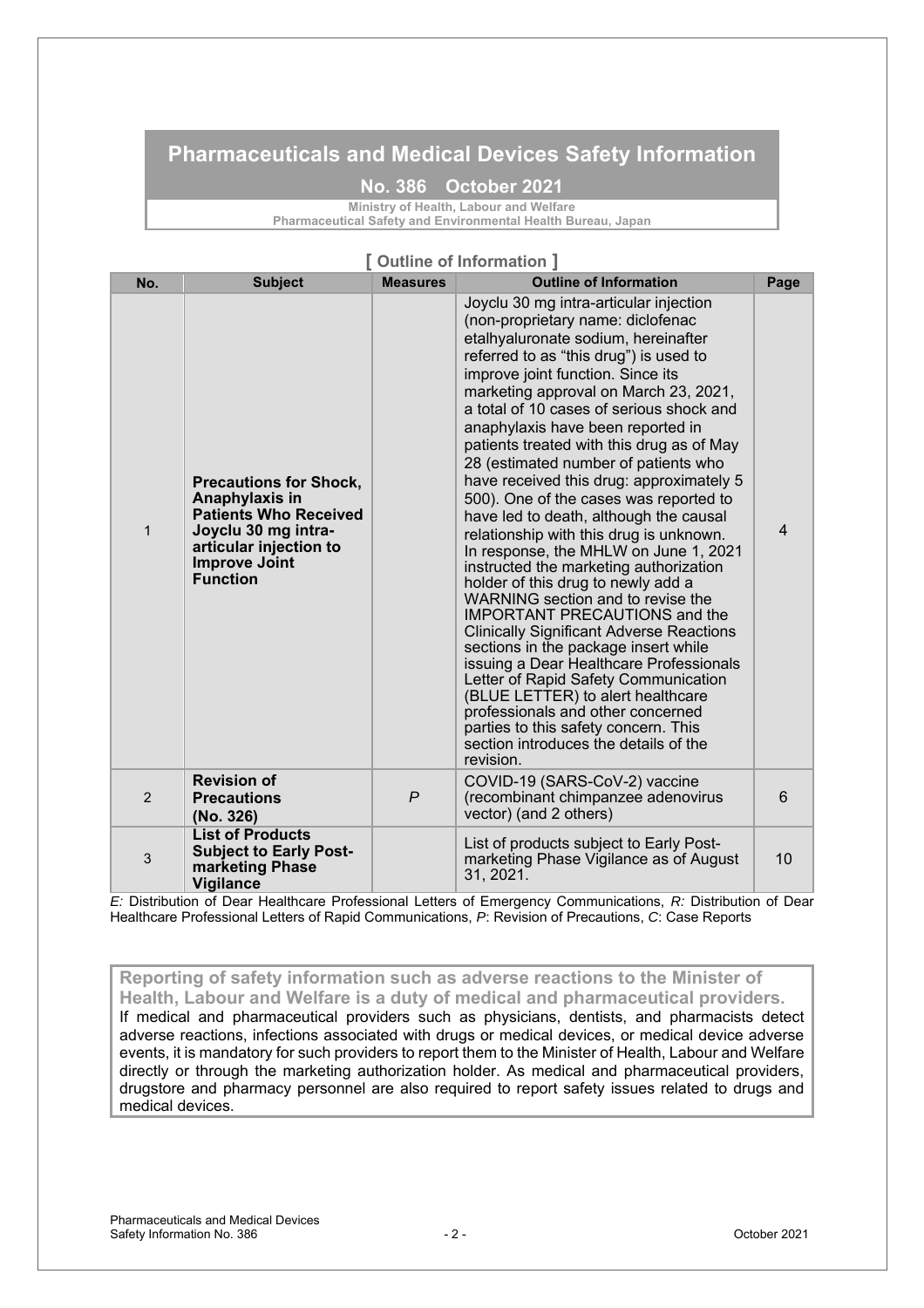# Pharmaceuticals and Medical Devices Safety Information

**No. 386 October 2021**

**Ministry of Health, Labour and Welfare**
**Pharmaceutical Safety and Environmental Health Bureau, Japan**

## [ Outline of Information ]

| No. | Subject | Measures | Outline of Information | Page |
|---|---|---|---|---|
| 1 | **Precautions for Shock, Anaphylaxis in Patients Who Received Joyclu 30 mg intra-articular injection to Improve Joint Function** | | Joyclu 30 mg intra-articular injection (non-proprietary name: diclofenac etalhyaluronate sodium, hereinafter referred to as "this drug") is used to improve joint function. Since its marketing approval on March 23, 2021, a total of 10 cases of serious shock and anaphylaxis have been reported in patients treated with this drug as of May 28 (estimated number of patients who have received this drug: approximately 5 500). One of the cases was reported to have led to death, although the causal relationship with this drug is unknown. In response, the MHLW on June 1, 2021 instructed the marketing authorization holder of this drug to newly add a WARNING section and to revise the IMPORTANT PRECAUTIONS and the Clinically Significant Adverse Reactions sections in the package insert while issuing a Dear Healthcare Professionals Letter of Rapid Safety Communication (BLUE LETTER) to alert healthcare professionals and other concerned parties to this safety concern. This section introduces the details of the revision. | 4 |
| 2 | **Revision of Precautions (No. 326)** | *P* | COVID-19 (SARS-CoV-2) vaccine (recombinant chimpanzee adenovirus vector) (and 2 others) | 6 |
| 3 | **List of Products Subject to Early Post-marketing Phase Vigilance** | | List of products subject to Early Post-marketing Phase Vigilance as of August 31, 2021. | 10 |

*E:* Distribution of Dear Healthcare Professional Letters of Emergency Communications, *R:* Distribution of Dear Healthcare Professional Letters of Rapid Communications, *P*: Revision of Precautions, *C*: Case Reports

**Reporting of safety information such as adverse reactions to the Minister of Health, Labour and Welfare is a duty of medical and pharmaceutical providers.**

If medical and pharmaceutical providers such as physicians, dentists, and pharmacists detect adverse reactions, infections associated with drugs or medical devices, or medical device adverse events, it is mandatory for such providers to report them to the Minister of Health, Labour and Welfare directly or through the marketing authorization holder. As medical and pharmaceutical providers, drugstore and pharmacy personnel are also required to report safety issues related to drugs and medical devices.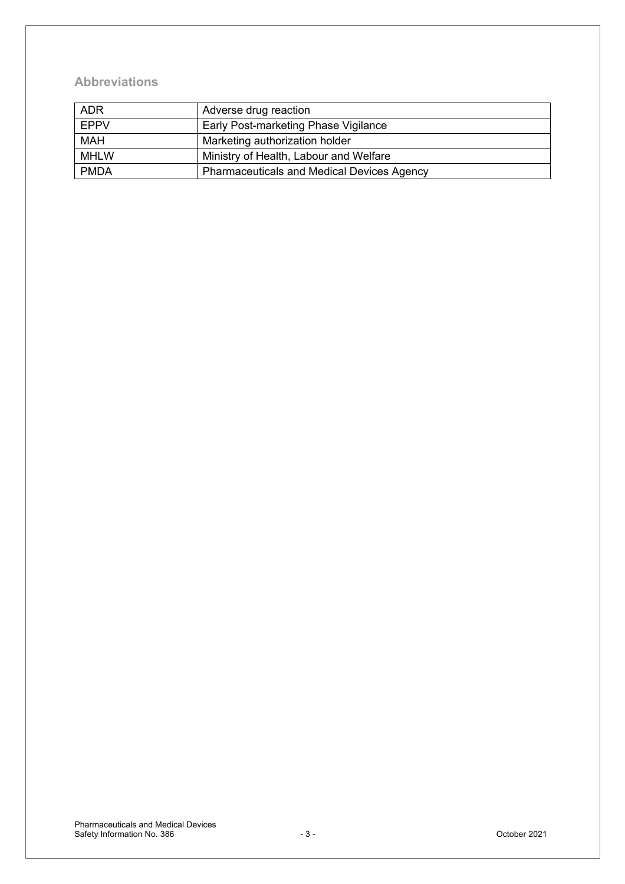## Abbreviations

| ADR | Adverse drug reaction |
| --- | --- |
| EPPV | Early Post-marketing Phase Vigilance |
| MAH | Marketing authorization holder |
| MHLW | Ministry of Health, Labour and Welfare |
| PMDA | Pharmaceuticals and Medical Devices Agency |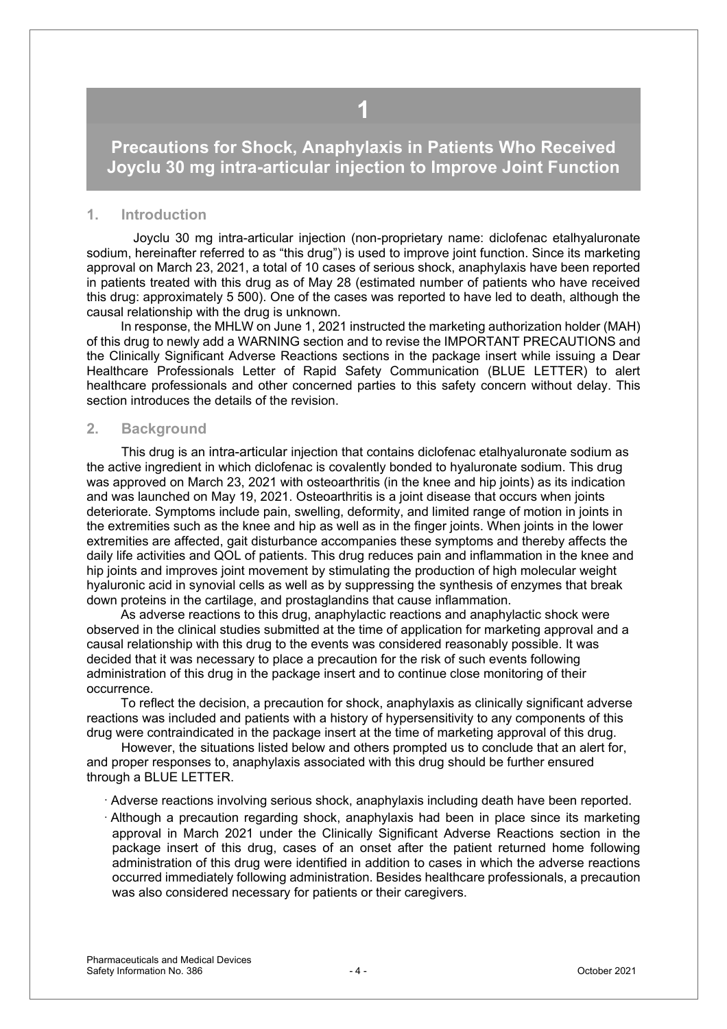# 1

# Precautions for Shock, Anaphylaxis in Patients Who Received Joyclu 30 mg intra-articular injection to Improve Joint Function

## 1. Introduction

Joyclu 30 mg intra-articular injection (non-proprietary name: diclofenac etalhyaluronate sodium, hereinafter referred to as "this drug") is used to improve joint function. Since its marketing approval on March 23, 2021, a total of 10 cases of serious shock, anaphylaxis have been reported in patients treated with this drug as of May 28 (estimated number of patients who have received this drug: approximately 5 500). One of the cases was reported to have led to death, although the causal relationship with the drug is unknown.

In response, the MHLW on June 1, 2021 instructed the marketing authorization holder (MAH) of this drug to newly add a WARNING section and to revise the IMPORTANT PRECAUTIONS and the Clinically Significant Adverse Reactions sections in the package insert while issuing a Dear Healthcare Professionals Letter of Rapid Safety Communication (BLUE LETTER) to alert healthcare professionals and other concerned parties to this safety concern without delay. This section introduces the details of the revision.

## 2. Background

This drug is an intra-articular injection that contains diclofenac etalhyaluronate sodium as the active ingredient in which diclofenac is covalently bonded to hyaluronate sodium. This drug was approved on March 23, 2021 with osteoarthritis (in the knee and hip joints) as its indication and was launched on May 19, 2021. Osteoarthritis is a joint disease that occurs when joints deteriorate. Symptoms include pain, swelling, deformity, and limited range of motion in joints in the extremities such as the knee and hip as well as in the finger joints. When joints in the lower extremities are affected, gait disturbance accompanies these symptoms and thereby affects the daily life activities and QOL of patients. This drug reduces pain and inflammation in the knee and hip joints and improves joint movement by stimulating the production of high molecular weight hyaluronic acid in synovial cells as well as by suppressing the synthesis of enzymes that break down proteins in the cartilage, and prostaglandins that cause inflammation.

As adverse reactions to this drug, anaphylactic reactions and anaphylactic shock were observed in the clinical studies submitted at the time of application for marketing approval and a causal relationship with this drug to the events was considered reasonably possible. It was decided that it was necessary to place a precaution for the risk of such events following administration of this drug in the package insert and to continue close monitoring of their occurrence.

To reflect the decision, a precaution for shock, anaphylaxis as clinically significant adverse reactions was included and patients with a history of hypersensitivity to any components of this drug were contraindicated in the package insert at the time of marketing approval of this drug.

However, the situations listed below and others prompted us to conclude that an alert for, and proper responses to, anaphylaxis associated with this drug should be further ensured through a BLUE LETTER.

- Adverse reactions involving serious shock, anaphylaxis including death have been reported.
- Although a precaution regarding shock, anaphylaxis had been in place since its marketing approval in March 2021 under the Clinically Significant Adverse Reactions section in the package insert of this drug, cases of an onset after the patient returned home following administration of this drug were identified in addition to cases in which the adverse reactions occurred immediately following administration. Besides healthcare professionals, a precaution was also considered necessary for patients or their caregivers.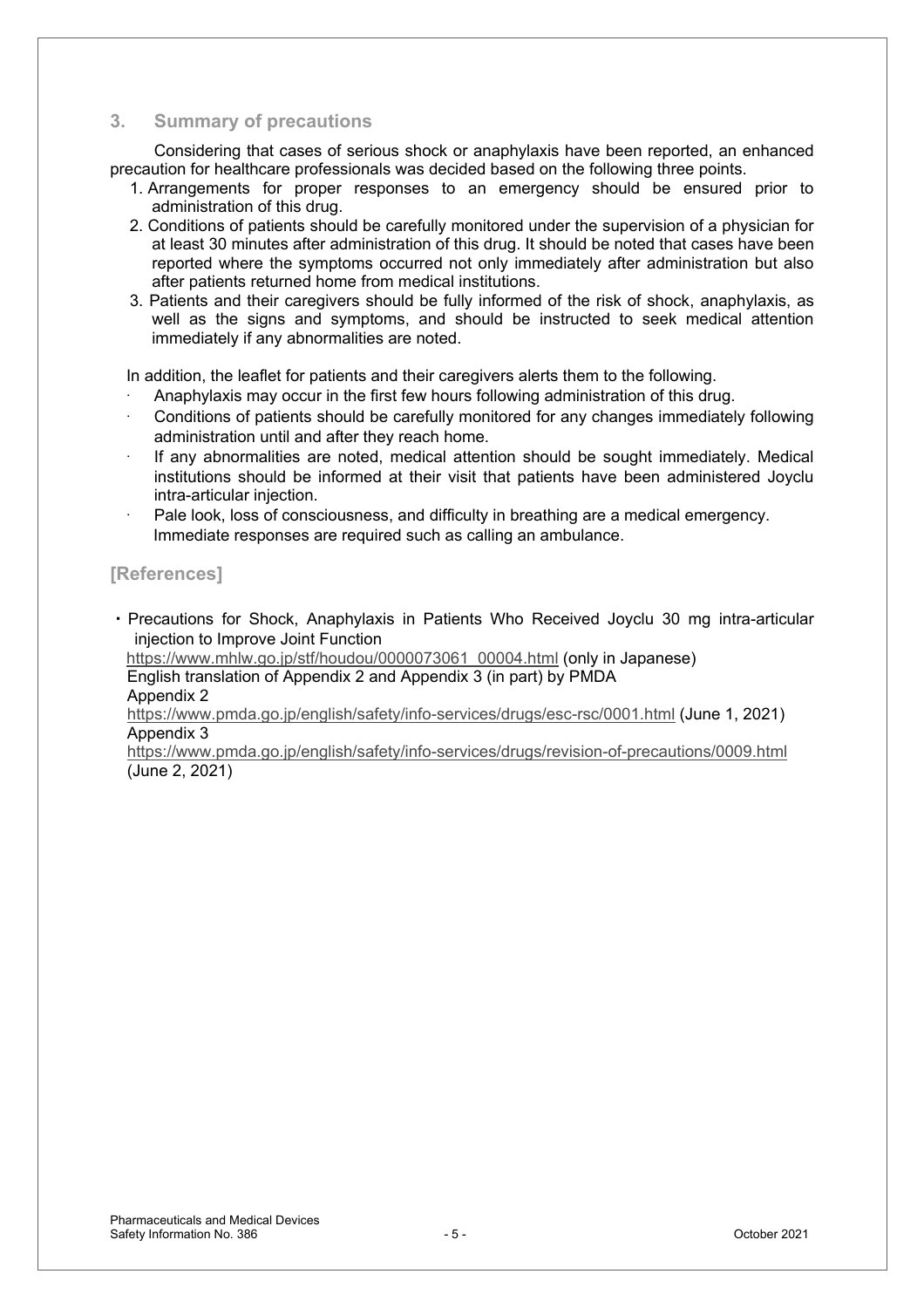## 3. Summary of precautions

Considering that cases of serious shock or anaphylaxis have been reported, an enhanced precaution for healthcare professionals was decided based on the following three points.

1. Arrangements for proper responses to an emergency should be ensured prior to administration of this drug.
2. Conditions of patients should be carefully monitored under the supervision of a physician for at least 30 minutes after administration of this drug. It should be noted that cases have been reported where the symptoms occurred not only immediately after administration but also after patients returned home from medical institutions.
3. Patients and their caregivers should be fully informed of the risk of shock, anaphylaxis, as well as the signs and symptoms, and should be instructed to seek medical attention immediately if any abnormalities are noted.

In addition, the leaflet for patients and their caregivers alerts them to the following.

- Anaphylaxis may occur in the first few hours following administration of this drug.
- Conditions of patients should be carefully monitored for any changes immediately following administration until and after they reach home.
- If any abnormalities are noted, medical attention should be sought immediately. Medical institutions should be informed at their visit that patients have been administered Joyclu intra-articular injection.
- Pale look, loss of consciousness, and difficulty in breathing are a medical emergency. Immediate responses are required such as calling an ambulance.

## [References]

- Precautions for Shock, Anaphylaxis in Patients Who Received Joyclu 30 mg intra-articular injection to Improve Joint Function
  https://www.mhlw.go.jp/stf/houdou/0000073061_00004.html (only in Japanese)
  English translation of Appendix 2 and Appendix 3 (in part) by PMDA
  Appendix 2
  https://www.pmda.go.jp/english/safety/info-services/drugs/esc-rsc/0001.html (June 1, 2021)
  Appendix 3
  https://www.pmda.go.jp/english/safety/info-services/drugs/revision-of-precautions/0009.html (June 2, 2021)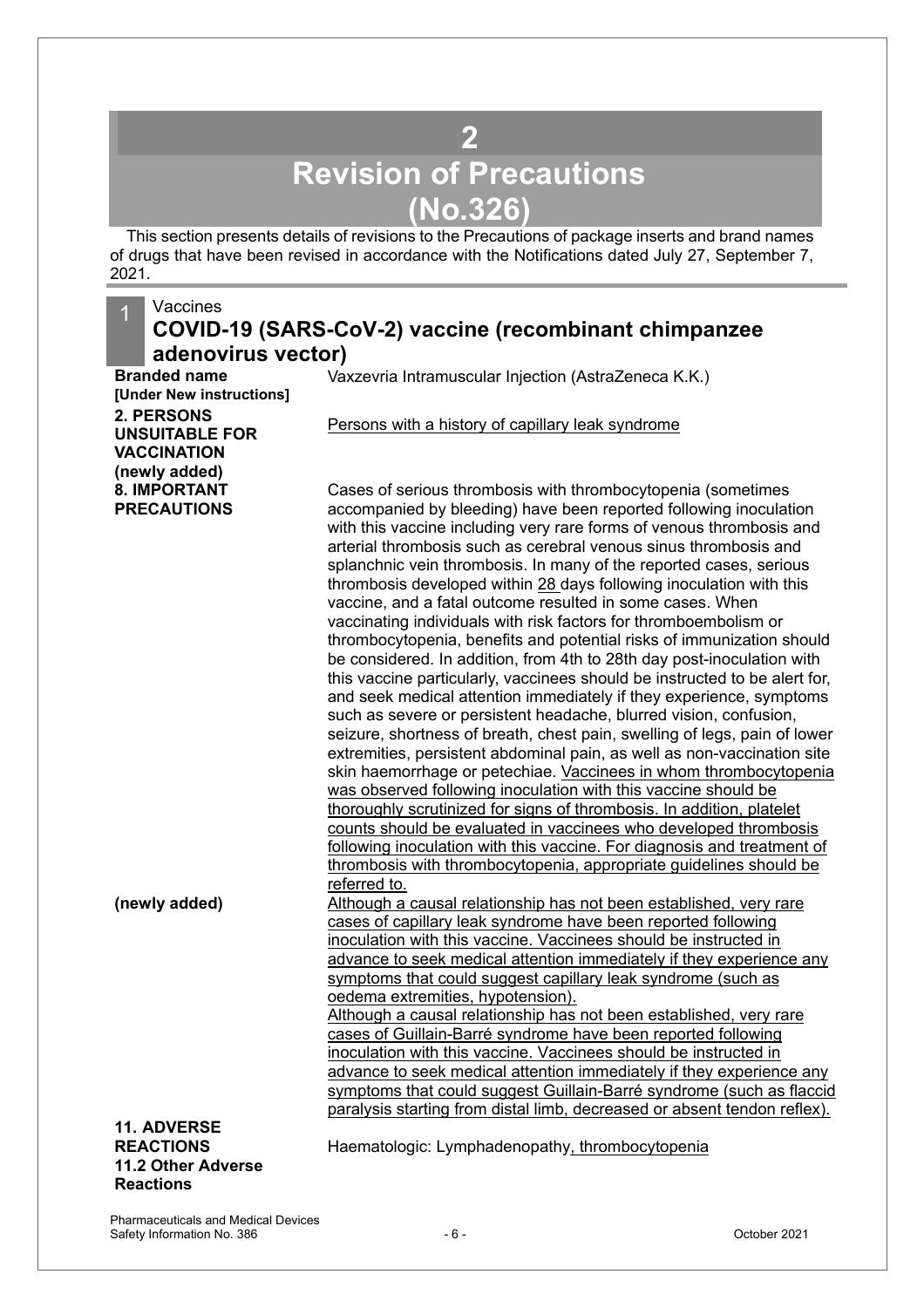# 2 Revision of Precautions (No.326)

This section presents details of revisions to the Precautions of package inserts and brand names of drugs that have been revised in accordance with the Notifications dated July 27, September 7, 2021.

## 1 Vaccines

### COVID-19 (SARS-CoV-2) vaccine (recombinant chimpanzee adenovirus vector)

| | |
|---|---|
| **Branded name** | Vaxzevria Intramuscular Injection (AstraZeneca K.K.) |
| **[Under New instructions]** | |
| **2. PERSONS UNSUITABLE FOR VACCINATION (newly added)** | Persons with a history of capillary leak syndrome |
| **8. IMPORTANT PRECAUTIONS** | Cases of serious thrombosis with thrombocytopenia (sometimes accompanied by bleeding) have been reported following inoculation with this vaccine including very rare forms of venous thrombosis and arterial thrombosis such as cerebral venous sinus thrombosis and splanchnic vein thrombosis. In many of the reported cases, serious thrombosis developed within 28 days following inoculation with this vaccine, and a fatal outcome resulted in some cases. When vaccinating individuals with risk factors for thromboembolism or thrombocytopenia, benefits and potential risks of immunization should be considered. In addition, from 4th to 28th day post-inoculation with this vaccine particularly, vaccinees should be instructed to be alert for, and seek medical attention immediately if they experience, symptoms such as severe or persistent headache, blurred vision, confusion, seizure, shortness of breath, chest pain, swelling of legs, pain of lower extremities, persistent abdominal pain, as well as non-vaccination site skin haemorrhage or petechiae. Vaccinees in whom thrombocytopenia was observed following inoculation with this vaccine should be thoroughly scrutinized for signs of thrombosis. In addition, platelet counts should be evaluated in vaccinees who developed thrombosis following inoculation with this vaccine. For diagnosis and treatment of thrombosis with thrombocytopenia, appropriate guidelines should be referred to. |
| **(newly added)** | Although a causal relationship has not been established, very rare cases of capillary leak syndrome have been reported following inoculation with this vaccine. Vaccinees should be instructed in advance to seek medical attention immediately if they experience any symptoms that could suggest capillary leak syndrome (such as oedema extremities, hypotension).<br>Although a causal relationship has not been established, very rare cases of Guillain-Barré syndrome have been reported following inoculation with this vaccine. Vaccinees should be instructed in advance to seek medical attention immediately if they experience any symptoms that could suggest Guillain-Barré syndrome (such as flaccid paralysis starting from distal limb, decreased or absent tendon reflex). |
| **11. ADVERSE REACTIONS 11.2 Other Adverse Reactions** | Haematologic: Lymphadenopathy, thrombocytopenia |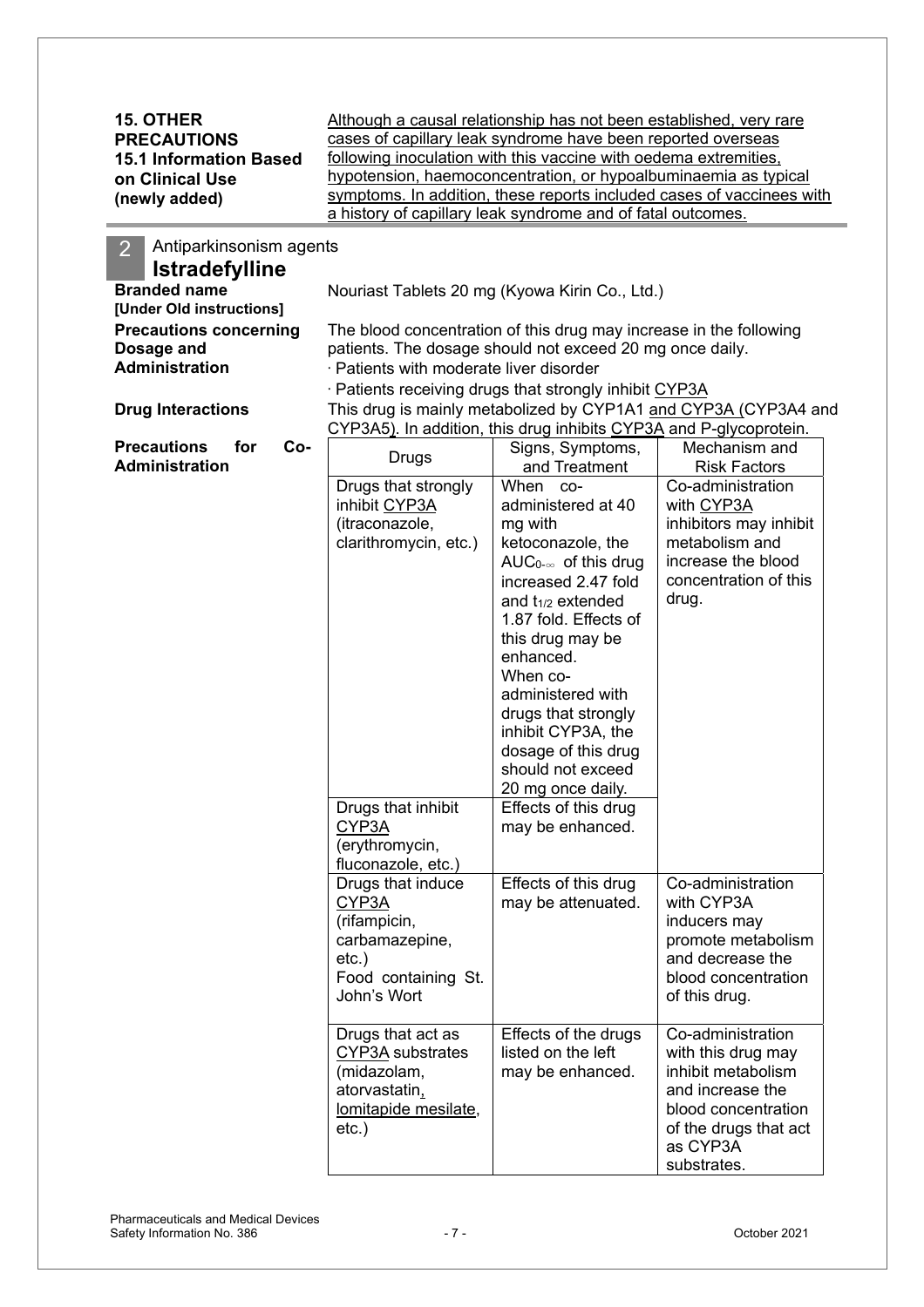**15. OTHER PRECAUTIONS**
**15.1 Information Based on Clinical Use (newly added)**

Although a causal relationship has not been established, very rare cases of capillary leak syndrome have been reported overseas following inoculation with this vaccine with oedema extremities, hypotension, haemoconcentration, or hypoalbuminaemia as typical symptoms. In addition, these reports included cases of vaccinees with a history of capillary leak syndrome and of fatal outcomes.

## 2 Antiparkinsonism agents

## Istradefylline

**Branded name**
**[Under Old instructions]**

Nouriast Tablets 20 mg (Kyowa Kirin Co., Ltd.)

**Precautions concerning Dosage and Administration**

The blood concentration of this drug may increase in the following patients. The dosage should not exceed 20 mg once daily.

· Patients with moderate liver disorder
· Patients receiving drugs that strongly inhibit CYP3A

**Drug Interactions**

This drug is mainly metabolized by CYP1A1 and CYP3A (CYP3A4 and CYP3A5). In addition, this drug inhibits CYP3A and P-glycoprotein.

**Precautions for Co-Administration**

| Drugs | Signs, Symptoms, and Treatment | Mechanism and Risk Factors |
|---|---|---|
| Drugs that strongly inhibit CYP3A (itraconazole, clarithromycin, etc.) | When co-administered at 40 mg with ketoconazole, the $AUC_{0-\infty}$ of this drug increased 2.47 fold and $t_{1/2}$ extended 1.87 fold. Effects of this drug may be enhanced. When co-administered with drugs that strongly inhibit CYP3A, the dosage of this drug should not exceed 20 mg once daily. | Co-administration with CYP3A inhibitors may inhibit metabolism and increase the blood concentration of this drug. |
| Drugs that inhibit CYP3A (erythromycin, fluconazole, etc.) | Effects of this drug may be enhanced. | |
| Drugs that induce CYP3A (rifampicin, carbamazepine, etc.) Food containing St. John's Wort | Effects of this drug may be attenuated. | Co-administration with CYP3A inducers may promote metabolism and decrease the blood concentration of this drug. |
| Drugs that act as CYP3A substrates (midazolam, atorvastatin, lomitapide mesilate, etc.) | Effects of the drugs listed on the left may be enhanced. | Co-administration with this drug may inhibit metabolism and increase the blood concentration of the drugs that act as CYP3A substrates. |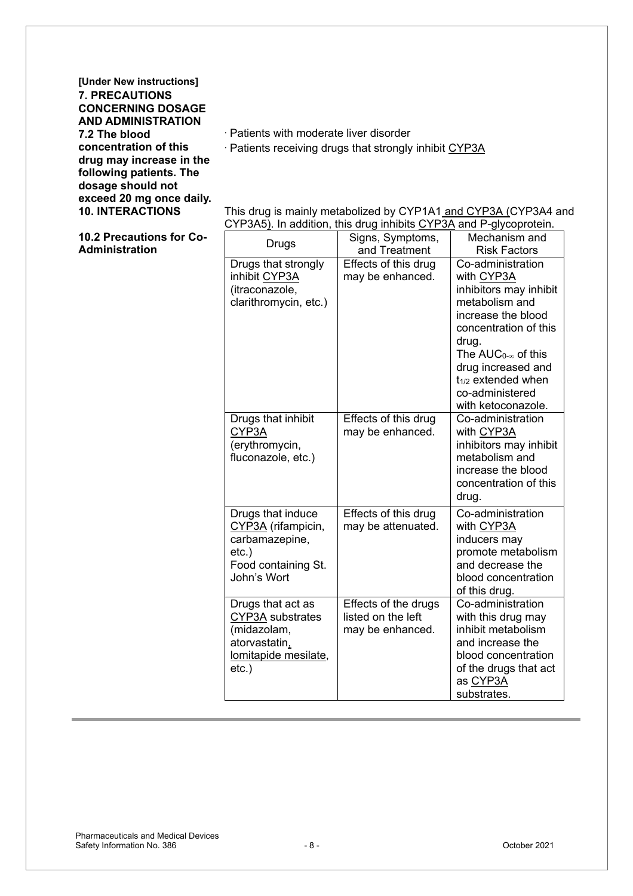**[Under New instructions]**

**7. PRECAUTIONS CONCERNING DOSAGE AND ADMINISTRATION**

**7.2 The blood concentration of this drug may increase in the following patients. The dosage should not exceed 20 mg once daily.**

· Patients with moderate liver disorder

· Patients receiving drugs that strongly inhibit CYP3A

**10. INTERACTIONS**

This drug is mainly metabolized by CYP1A1 and CYP3A (CYP3A4 and CYP3A5). In addition, this drug inhibits CYP3A and P-glycoprotein.

**10.2 Precautions for Co-Administration**

| Drugs | Signs, Symptoms, and Treatment | Mechanism and Risk Factors |
|---|---|---|
| Drugs that strongly inhibit CYP3A (itraconazole, clarithromycin, etc.) | Effects of this drug may be enhanced. | Co-administration with CYP3A inhibitors may inhibit metabolism and increase the blood concentration of this drug. The $AUC_{0\text{-}\infty}$ of this drug increased and $t_{1/2}$ extended when co-administered with ketoconazole. |
| Drugs that inhibit CYP3A (erythromycin, fluconazole, etc.) | Effects of this drug may be enhanced. | Co-administration with CYP3A inhibitors may inhibit metabolism and increase the blood concentration of this drug. |
| Drugs that induce CYP3A (rifampicin, carbamazepine, etc.) Food containing St. John's Wort | Effects of this drug may be attenuated. | Co-administration with CYP3A inducers may promote metabolism and decrease the blood concentration of this drug. |
| Drugs that act as CYP3A substrates (midazolam, atorvastatin, lomitapide mesilate, etc.) | Effects of the drugs listed on the left may be enhanced. | Co-administration with this drug may inhibit metabolism and increase the blood concentration of the drugs that act as CYP3A substrates. |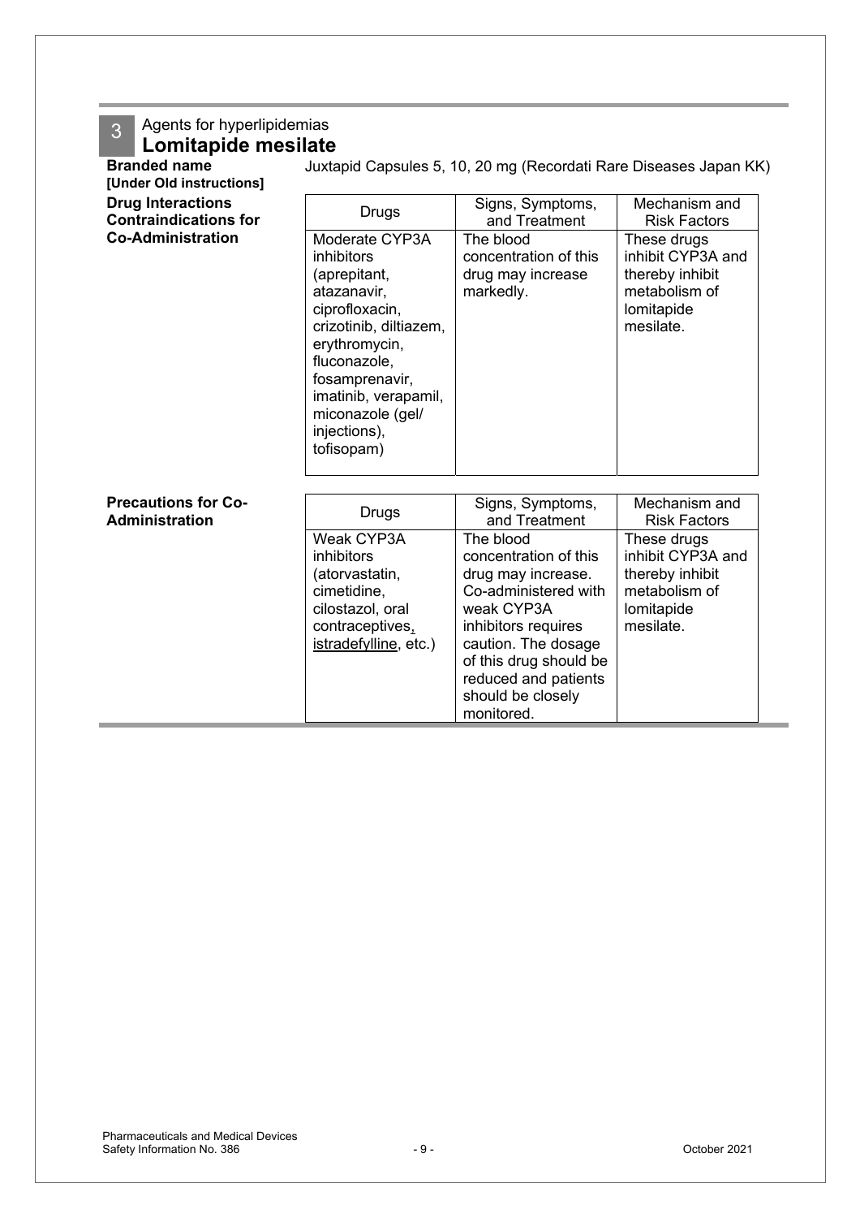## 3 Agents for hyperlipidemias

# Lomitapide mesilate

**Branded name** Juxtapid Capsules 5, 10, 20 mg (Recordati Rare Diseases Japan KK)

**[Under Old instructions]**

**Drug Interactions Contraindications for Co-Administration**

| Drugs | Signs, Symptoms, and Treatment | Mechanism and Risk Factors |
|---|---|---|
| Moderate CYP3A inhibitors (aprepitant, atazanavir, ciprofloxacin, crizotinib, diltiazem, erythromycin, fluconazole, fosamprenavir, imatinib, verapamil, miconazole (gel/ injections), tofisopam) | The blood concentration of this drug may increase markedly. | These drugs inhibit CYP3A and thereby inhibit metabolism of lomitapide mesilate. |

**Precautions for Co-Administration**

| Drugs | Signs, Symptoms, and Treatment | Mechanism and Risk Factors |
|---|---|---|
| Weak CYP3A inhibitors (atorvastatin, cimetidine, cilostazol, oral contraceptives, istradefylline, etc.) | The blood concentration of this drug may increase. Co-administered with weak CYP3A inhibitors requires caution. The dosage of this drug should be reduced and patients should be closely monitored. | These drugs inhibit CYP3A and thereby inhibit metabolism of lomitapide mesilate. |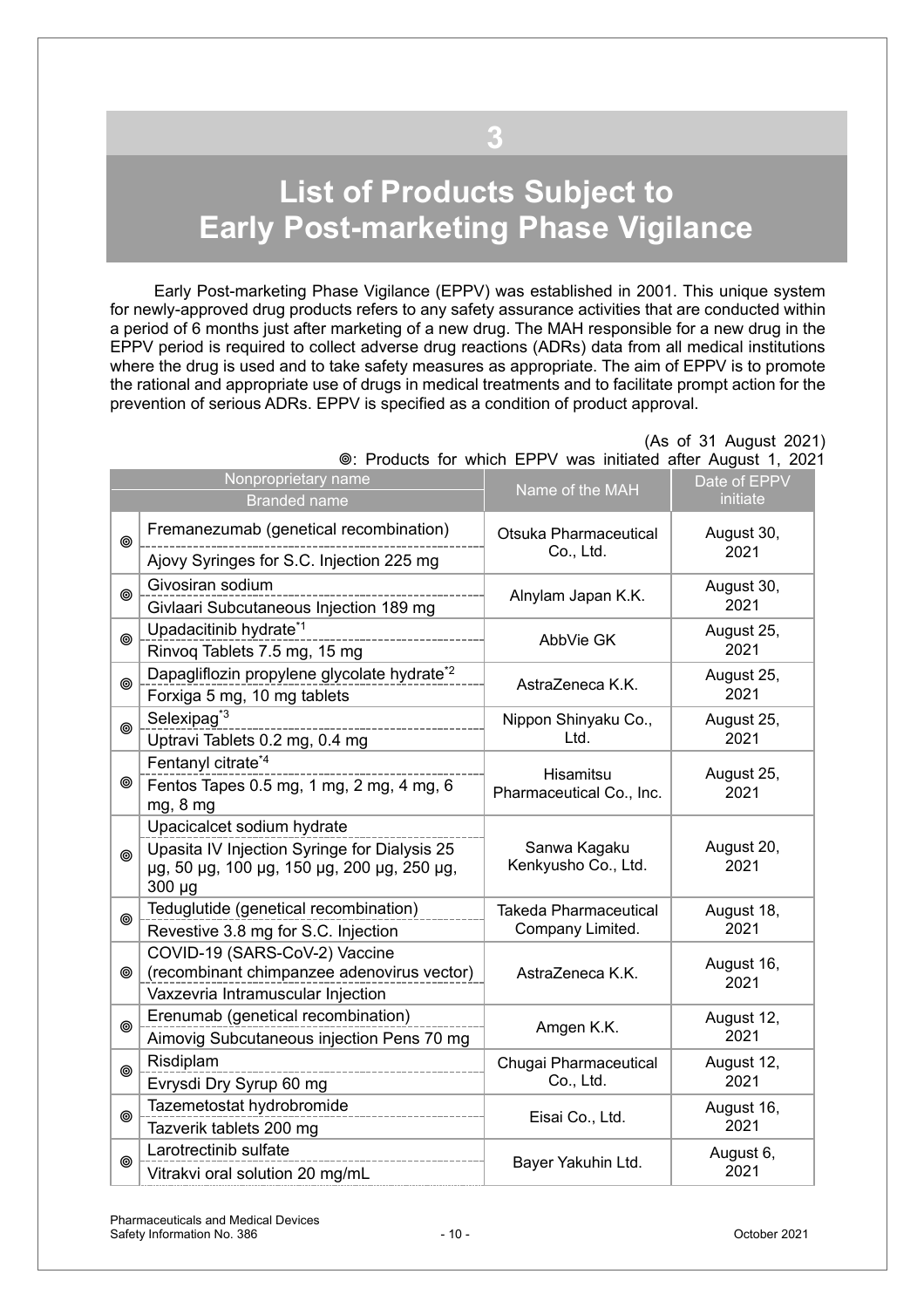# 3

# List of Products Subject to Early Post-marketing Phase Vigilance

Early Post-marketing Phase Vigilance (EPPV) was established in 2001. This unique system for newly-approved drug products refers to any safety assurance activities that are conducted within a period of 6 months just after marketing of a new drug. The MAH responsible for a new drug in the EPPV period is required to collect adverse drug reactions (ADRs) data from all medical institutions where the drug is used and to take safety measures as appropriate. The aim of EPPV is to promote the rational and appropriate use of drugs in medical treatments and to facilitate prompt action for the prevention of serious ADRs. EPPV is specified as a condition of product approval.

(As of 31 August 2021)

◎: Products for which EPPV was initiated after August 1, 2021

| | Nonproprietary name / Branded name | Name of the MAH | Date of EPPV initiate |
|---|---|---|---|
| ◎ | Fremanezumab (genetical recombination) / Ajovy Syringes for S.C. Injection 225 mg | Otsuka Pharmaceutical Co., Ltd. | August 30, 2021 |
| ◎ | Givosiran sodium / Givlaari Subcutaneous Injection 189 mg | Alnylam Japan K.K. | August 30, 2021 |
| ◎ | Upadacitinib hydrate[*1] / Rinvoq Tablets 7.5 mg, 15 mg | AbbVie GK | August 25, 2021 |
| ◎ | Dapagliflozin propylene glycolate hydrate[*2] / Forxiga 5 mg, 10 mg tablets | AstraZeneca K.K. | August 25, 2021 |
| ◎ | Selexipag[*3] / Uptravi Tablets 0.2 mg, 0.4 mg | Nippon Shinyaku Co., Ltd. | August 25, 2021 |
| ◎ | Fentanyl citrate[*4] / Fentos Tapes 0.5 mg, 1 mg, 2 mg, 4 mg, 6 mg, 8 mg | Hisamitsu Pharmaceutical Co., Inc. | August 25, 2021 |
| ◎ | Upacicalcet sodium hydrate / Upasita IV Injection Syringe for Dialysis 25 μg, 50 μg, 100 μg, 150 μg, 200 μg, 250 μg, 300 μg | Sanwa Kagaku Kenkyusho Co., Ltd. | August 20, 2021 |
| ◎ | Teduglutide (genetical recombination) / Revestive 3.8 mg for S.C. Injection | Takeda Pharmaceutical Company Limited. | August 18, 2021 |
| ◎ | COVID-19 (SARS-CoV-2) Vaccine (recombinant chimpanzee adenovirus vector) / Vaxzevria Intramuscular Injection | AstraZeneca K.K. | August 16, 2021 |
| ◎ | Erenumab (genetical recombination) / Aimovig Subcutaneous injection Pens 70 mg | Amgen K.K. | August 12, 2021 |
| ◎ | Risdiplam / Evrysdi Dry Syrup 60 mg | Chugai Pharmaceutical Co., Ltd. | August 12, 2021 |
| ◎ | Tazemetostat hydrobromide / Tazverik tablets 200 mg | Eisai Co., Ltd. | August 16, 2021 |
| ◎ | Larotrectinib sulfate / Vitrakvi oral solution 20 mg/mL | Bayer Yakuhin Ltd. | August 6, 2021 |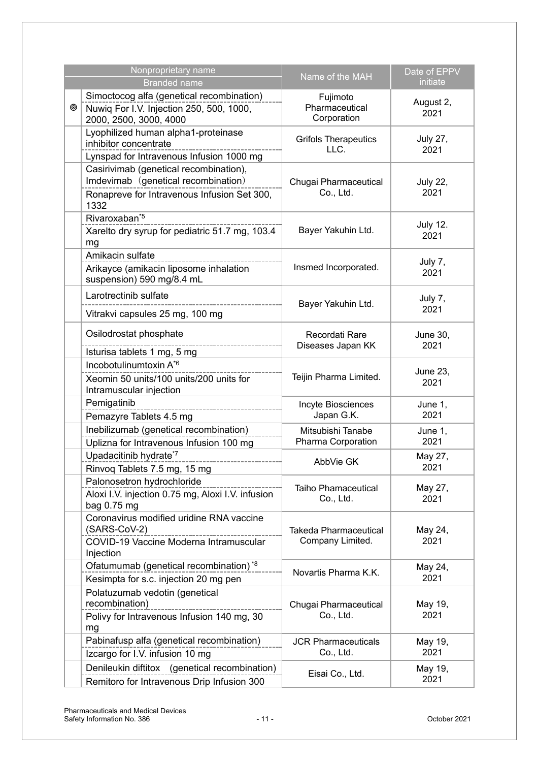| | Nonproprietary name<br>Branded name | Name of the MAH | Date of EPPV initiate |
|---|---|---|---|
| ◎ | Simoctocog alfa (genetical recombination)<br>Nuwiq For I.V. Injection 250, 500, 1000, 2000, 2500, 3000, 4000 | Fujimoto Pharmaceutical Corporation | August 2, 2021 |
| | Lyophilized human alpha1-proteinase inhibitor concentrate<br>Lynspad for Intravenous Infusion 1000 mg | Grifols Therapeutics LLC. | July 27, 2021 |
| | Casirivimab (genetical recombination), Imdevimab（genetical recombination）<br>Ronapreve for Intravenous Infusion Set 300, 1332 | Chugai Pharmaceutical Co., Ltd. | July 22, 2021 |
| | Rivaroxaban*5<br>Xarelto dry syrup for pediatric 51.7 mg, 103.4 mg | Bayer Yakuhin Ltd. | July 12. 2021 |
| | Amikacin sulfate<br>Arikayce (amikacin liposome inhalation suspension) 590 mg/8.4 mL | Insmed Incorporated. | July 7, 2021 |
| | Larotrectinib sulfate<br>Vitrakvi capsules 25 mg, 100 mg | Bayer Yakuhin Ltd. | July 7, 2021 |
| | Osilodrostat phosphate<br>Isturisa tablets 1 mg, 5 mg | Recordati Rare Diseases Japan KK | June 30, 2021 |
| | Incobotulinumtoxin A*6<br>Xeomin 50 units/100 units/200 units for Intramuscular injection | Teijin Pharma Limited. | June 23, 2021 |
| | Pemigatinib<br>Pemazyre Tablets 4.5 mg | Incyte Biosciences Japan G.K. | June 1, 2021 |
| | Inebilizumab (genetical recombination)<br>Uplizna for Intravenous Infusion 100 mg | Mitsubishi Tanabe Pharma Corporation | June 1, 2021 |
| | Upadacitinib hydrate*7<br>Rinvoq Tablets 7.5 mg, 15 mg | AbbVie GK | May 27, 2021 |
| | Palonosetron hydrochloride<br>Aloxi I.V. injection 0.75 mg, Aloxi I.V. infusion bag 0.75 mg | Taiho Phamaceutical Co., Ltd. | May 27, 2021 |
| | Coronavirus modified uridine RNA vaccine (SARS-CoV-2)<br>COVID-19 Vaccine Moderna Intramuscular Injection | Takeda Pharmaceutical Company Limited. | May 24, 2021 |
| | Ofatumumab (genetical recombination)*8<br>Kesimpta for s.c. injection 20 mg pen | Novartis Pharma K.K. | May 24, 2021 |
| | Polatuzumab vedotin (genetical recombination)<br>Polivy for Intravenous Infusion 140 mg, 30 mg | Chugai Pharmaceutical Co., Ltd. | May 19, 2021 |
| | Pabinafusp alfa (genetical recombination)<br>Izcargo for I.V. infusion 10 mg | JCR Pharmaceuticals Co., Ltd. | May 19, 2021 |
| | Denileukin diftitox (genetical recombination)<br>Remitoro for Intravenous Drip Infusion 300 | Eisai Co., Ltd. | May 19, 2021 |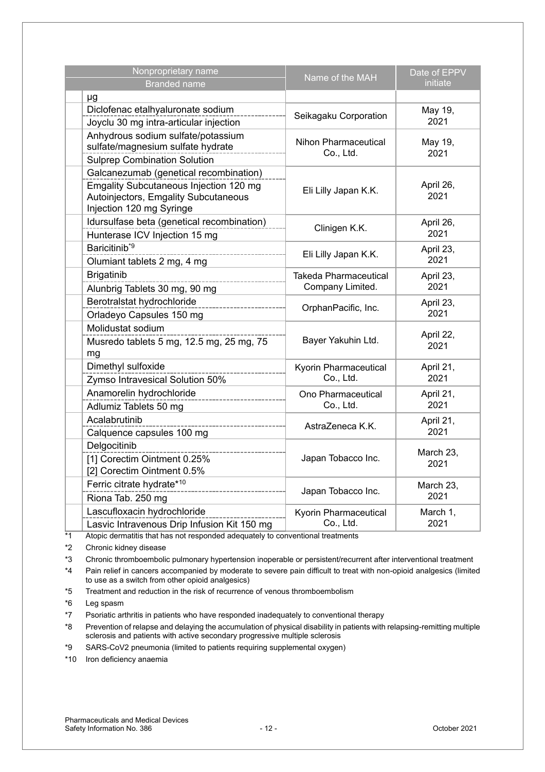| Nonproprietary name / Branded name | Name of the MAH | Date of EPPV initiate |
|---|---|---|
| μg | | |
| Diclofenac etalhyaluronate sodium / Joyclu 30 mg intra-articular injection | Seikagaku Corporation | May 19, 2021 |
| Anhydrous sodium sulfate/potassium sulfate/magnesium sulfate hydrate / Sulprep Combination Solution | Nihon Pharmaceutical Co., Ltd. | May 19, 2021 |
| Galcanezumab (genetical recombination) / Emgality Subcutaneous Injection 120 mg Autoinjectors, Emgality Subcutaneous Injection 120 mg Syringe | Eli Lilly Japan K.K. | April 26, 2021 |
| Idursulfase beta (genetical recombination) / Hunterase ICV Injection 15 mg | Clinigen K.K. | April 26, 2021 |
| Baricitinib*9 / Olumiant tablets 2 mg, 4 mg | Eli Lilly Japan K.K. | April 23, 2021 |
| Brigatinib / Alunbrig Tablets 30 mg, 90 mg | Takeda Pharmaceutical Company Limited. | April 23, 2021 |
| Berotralstat hydrochloride / Orladeyo Capsules 150 mg | OrphanPacific, Inc. | April 23, 2021 |
| Molidustat sodium / Musredo tablets 5 mg, 12.5 mg, 25 mg, 75 mg | Bayer Yakuhin Ltd. | April 22, 2021 |
| Dimethyl sulfoxide / Zymso Intravesical Solution 50% | Kyorin Pharmaceutical Co., Ltd. | April 21, 2021 |
| Anamorelin hydrochloride / Adlumiz Tablets 50 mg | Ono Pharmaceutical Co., Ltd. | April 21, 2021 |
| Acalabrutinib / Calquence capsules 100 mg | AstraZeneca K.K. | April 21, 2021 |
| Delgocitinib / [1] Corectim Ointment 0.25% [2] Corectim Ointment 0.5% | Japan Tobacco Inc. | March 23, 2021 |
| Ferric citrate hydrate*10 / Riona Tab. 250 mg | Japan Tobacco Inc. | March 23, 2021 |
| Lascufloxacin hydrochloride / Lasvic Intravenous Drip Infusion Kit 150 mg | Kyorin Pharmaceutical Co., Ltd. | March 1, 2021 |

*1 Atopic dermatitis that has not responded adequately to conventional treatments

*2 Chronic kidney disease

*3 Chronic thromboembolic pulmonary hypertension inoperable or persistent/recurrent after interventional treatment

*4 Pain relief in cancers accompanied by moderate to severe pain difficult to treat with non-opioid analgesics (limited to use as a switch from other opioid analgesics)

*5 Treatment and reduction in the risk of recurrence of venous thromboembolism

*6 Leg spasm

*7 Psoriatic arthritis in patients who have responded inadequately to conventional therapy

*8 Prevention of relapse and delaying the accumulation of physical disability in patients with relapsing-remitting multiple sclerosis and patients with active secondary progressive multiple sclerosis

*9 SARS-CoV2 pneumonia (limited to patients requiring supplemental oxygen)

*10 Iron deficiency anaemia